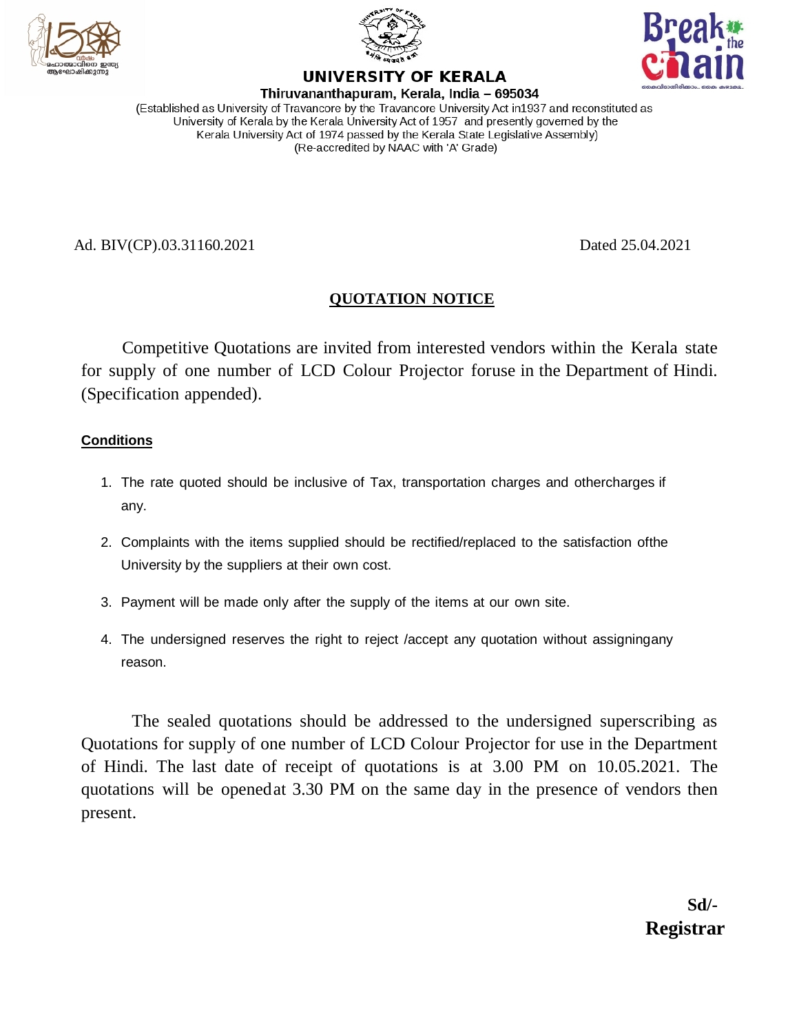# UNIVERSITY OF KERALA

**Thiruvananthapuram, Kerala, India – 695034**

(Established as University of Travancore by the Travancore University Act in1937 and reconstituted as University of Kerala by the Kerala University Act of 1957 and presently governed by the Kerala University Act of 1974 passed by the Kerala State Legislative Assembly)
(Re-accredited by NAAC with 'A' Grade)

Ad. BIV(CP).03.31160.2021 Dated 25.04.2021

## QUOTATION NOTICE

Competitive Quotations are invited from interested vendors within the Kerala state for supply of one number of LCD Colour Projector foruse in the Department of Hindi. (Specification appended).

**Conditions**

1. The rate quoted should be inclusive of Tax, transportation charges and othercharges if any.
2. Complaints with the items supplied should be rectified/replaced to the satisfaction ofthe University by the suppliers at their own cost.
3. Payment will be made only after the supply of the items at our own site.
4. The undersigned reserves the right to reject /accept any quotation without assigningany reason.

The sealed quotations should be addressed to the undersigned superscribing as Quotations for supply of one number of LCD Colour Projector for use in the Department of Hindi. The last date of receipt of quotations is at 3.00 PM on 10.05.2021. The quotations will be openedat 3.30 PM on the same day in the presence of vendors then present.

**Sd/-**
**Registrar**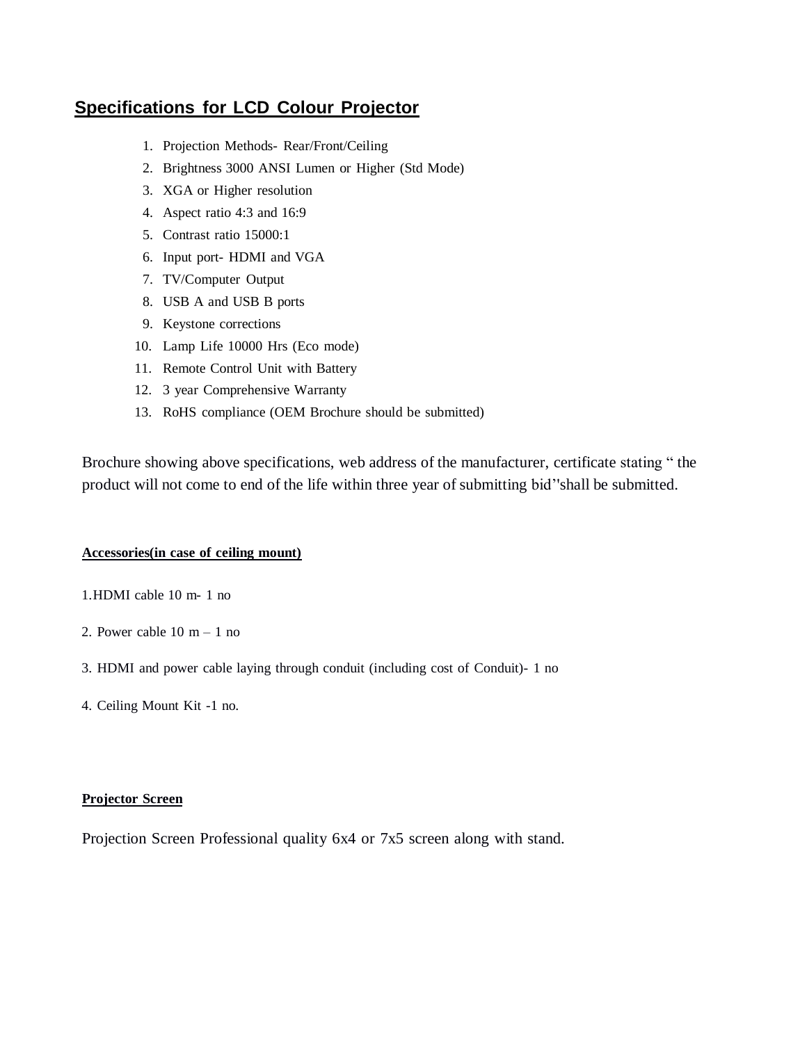## Specifications for LCD Colour Projector

1. Projection Methods- Rear/Front/Ceiling
2. Brightness 3000 ANSI Lumen or Higher (Std Mode)
3. XGA or Higher resolution
4. Aspect ratio 4:3 and 16:9
5. Contrast ratio 15000:1
6. Input port- HDMI and VGA
7. TV/Computer Output
8. USB A and USB B ports
9. Keystone corrections
10. Lamp Life 10000 Hrs (Eco mode)
11. Remote Control Unit with Battery
12. 3 year Comprehensive Warranty
13. RoHS compliance (OEM Brochure should be submitted)

Brochure showing above specifications, web address of the manufacturer, certificate stating " the product will not come to end of the life within three year of submitting bid''shall be submitted.

**Accessories(in case of ceiling mount)**

1.HDMI cable 10 m- 1 no

2. Power cable 10 m – 1 no

3. HDMI and power cable laying through conduit (including cost of Conduit)- 1 no

4. Ceiling Mount Kit -1 no.

**Projector Screen**

Projection Screen Professional quality 6x4 or 7x5 screen along with stand.